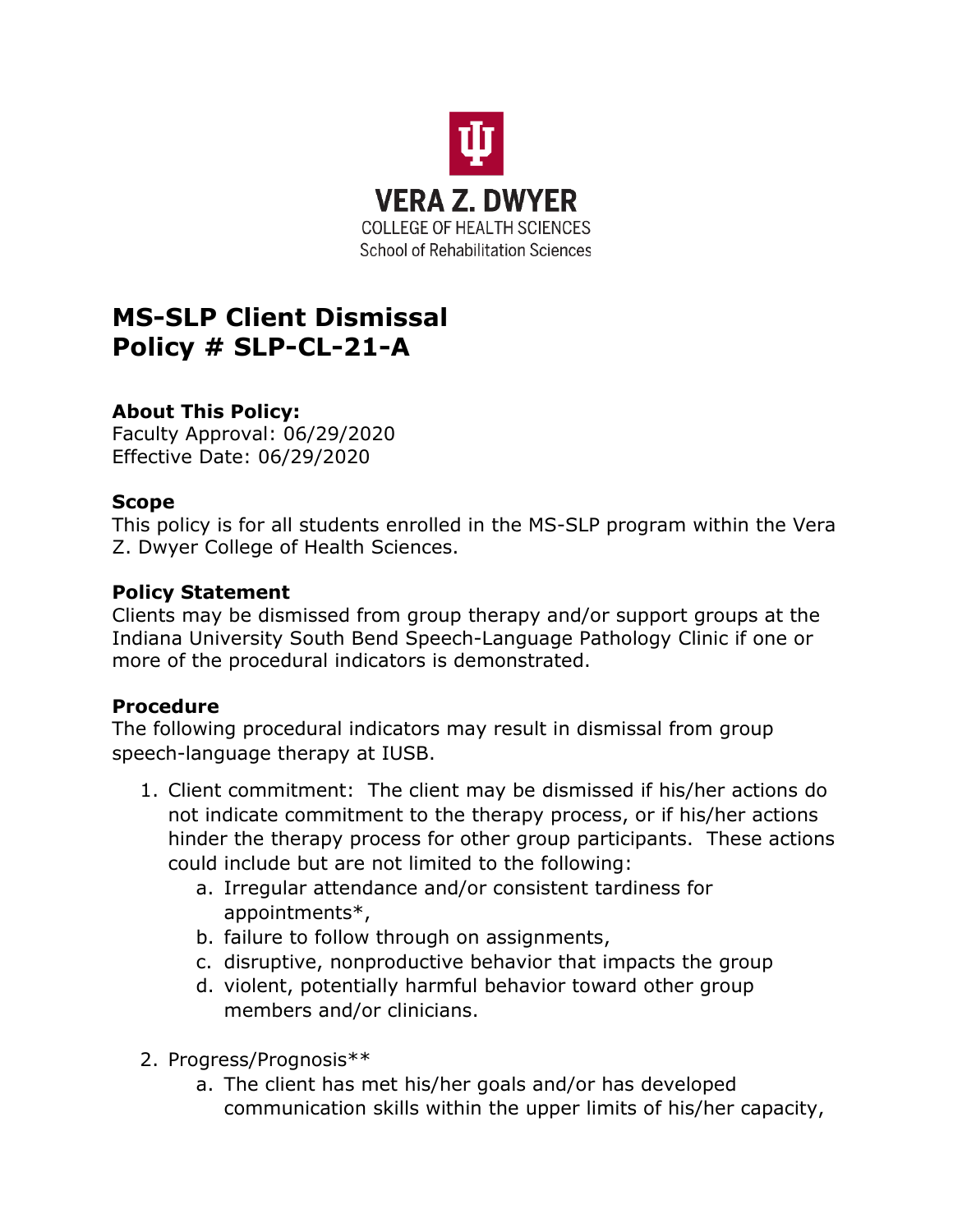VERA Z. DWYER
COLLEGE OF HEALTH SCIENCES
School of Rehabilitation Sciences

# MS-SLP Client Dismissal
# Policy # SLP-CL-21-A

**About This Policy:**
Faculty Approval: 06/29/2020
Effective Date: 06/29/2020

**Scope**
This policy is for all students enrolled in the MS-SLP program within the Vera Z. Dwyer College of Health Sciences.

**Policy Statement**
Clients may be dismissed from group therapy and/or support groups at the Indiana University South Bend Speech-Language Pathology Clinic if one or more of the procedural indicators is demonstrated.

**Procedure**
The following procedural indicators may result in dismissal from group speech-language therapy at IUSB.

1. Client commitment: The client may be dismissed if his/her actions do not indicate commitment to the therapy process, or if his/her actions hinder the therapy process for other group participants. These actions could include but are not limited to the following:
   a. Irregular attendance and/or consistent tardiness for appointments*,
   b. failure to follow through on assignments,
   c. disruptive, nonproductive behavior that impacts the group
   d. violent, potentially harmful behavior toward other group members and/or clinicians.

2. Progress/Prognosis**
   a. The client has met his/her goals and/or has developed communication skills within the upper limits of his/her capacity,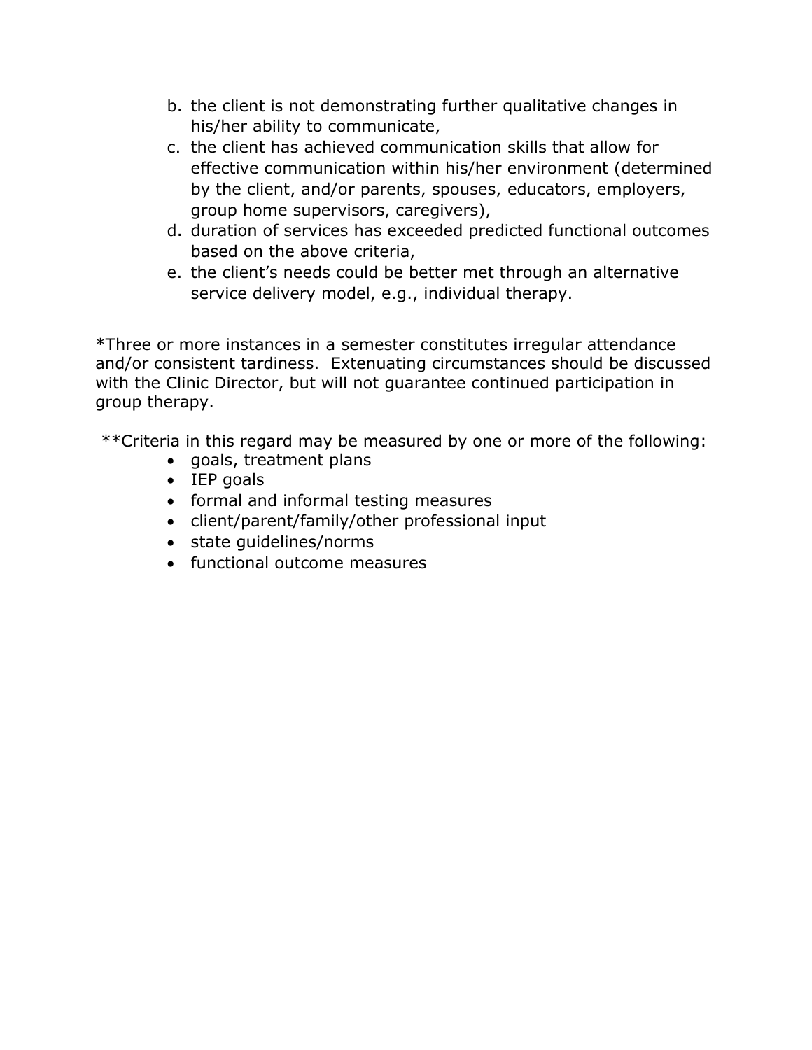b. the client is not demonstrating further qualitative changes in his/her ability to communicate,
c. the client has achieved communication skills that allow for effective communication within his/her environment (determined by the client, and/or parents, spouses, educators, employers, group home supervisors, caregivers),
d. duration of services has exceeded predicted functional outcomes based on the above criteria,
e. the client's needs could be better met through an alternative service delivery model, e.g., individual therapy.

*Three or more instances in a semester constitutes irregular attendance and/or consistent tardiness. Extenuating circumstances should be discussed with the Clinic Director, but will not guarantee continued participation in group therapy.

**Criteria in this regard may be measured by one or more of the following:

- goals, treatment plans
- IEP goals
- formal and informal testing measures
- client/parent/family/other professional input
- state guidelines/norms
- functional outcome measures